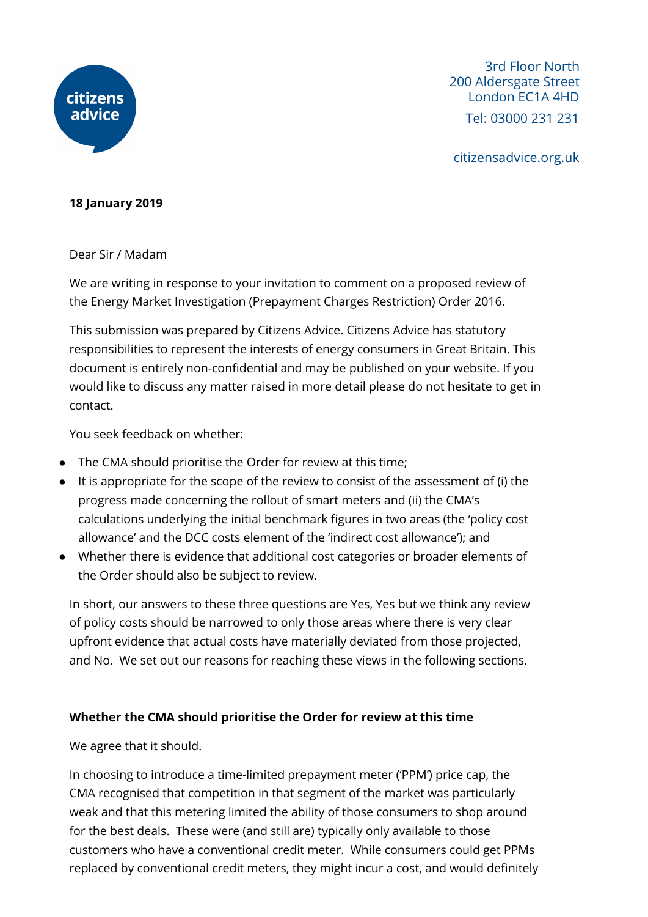3rd Floor North
200 Aldersgate Street
London EC1A 4HD
Tel: 03000 231 231

citizensadvice.org.uk

**18 January 2019**

Dear Sir / Madam

We are writing in response to your invitation to comment on a proposed review of the Energy Market Investigation (Prepayment Charges Restriction) Order 2016.

This submission was prepared by Citizens Advice. Citizens Advice has statutory responsibilities to represent the interests of energy consumers in Great Britain. This document is entirely non-confidential and may be published on your website. If you would like to discuss any matter raised in more detail please do not hesitate to get in contact.

You seek feedback on whether:

- The CMA should prioritise the Order for review at this time;
- It is appropriate for the scope of the review to consist of the assessment of (i) the progress made concerning the rollout of smart meters and (ii) the CMA's calculations underlying the initial benchmark figures in two areas (the 'policy cost allowance' and the DCC costs element of the 'indirect cost allowance'); and
- Whether there is evidence that additional cost categories or broader elements of the Order should also be subject to review.

In short, our answers to these three questions are Yes, Yes but we think any review of policy costs should be narrowed to only those areas where there is very clear upfront evidence that actual costs have materially deviated from those projected, and No. We set out our reasons for reaching these views in the following sections.

**Whether the CMA should prioritise the Order for review at this time**

We agree that it should.

In choosing to introduce a time-limited prepayment meter ('PPM') price cap, the CMA recognised that competition in that segment of the market was particularly weak and that this metering limited the ability of those consumers to shop around for the best deals. These were (and still are) typically only available to those customers who have a conventional credit meter. While consumers could get PPMs replaced by conventional credit meters, they might incur a cost, and would definitely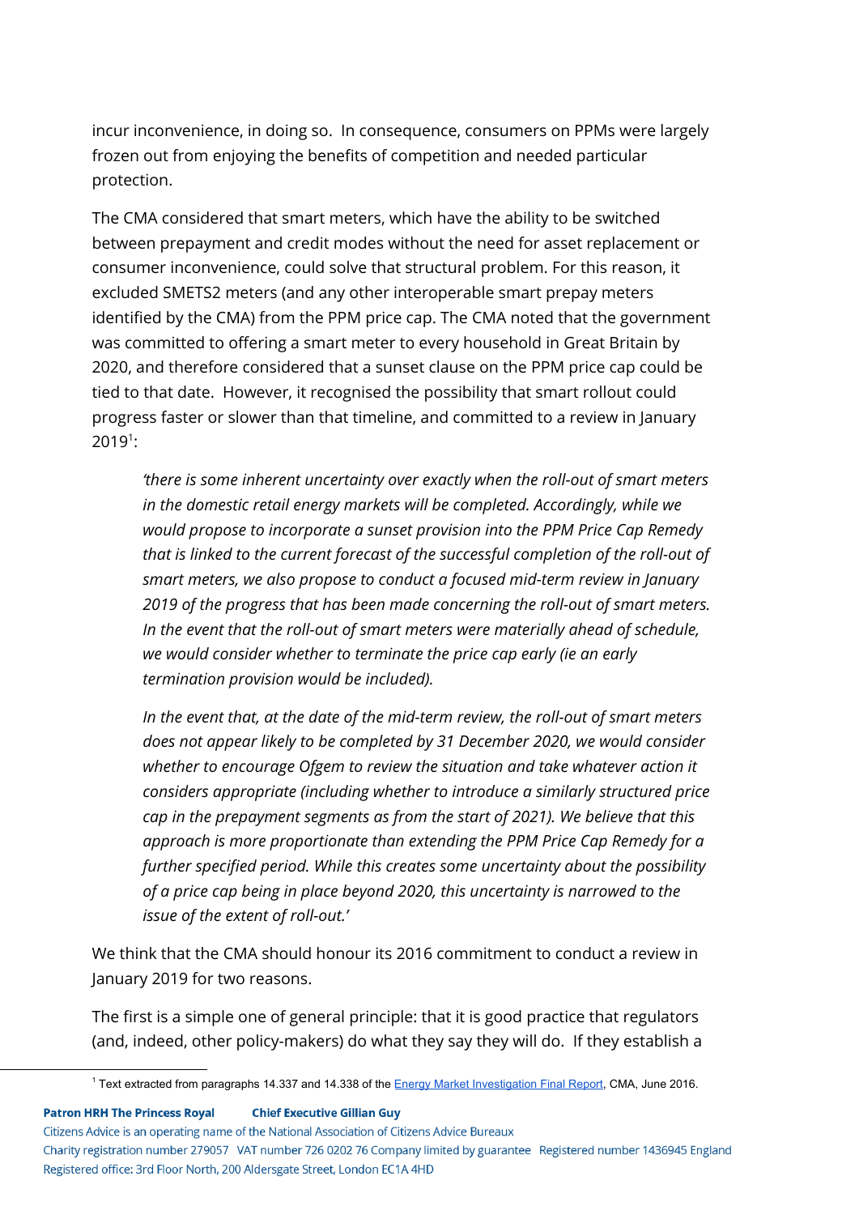incur inconvenience, in doing so. In consequence, consumers on PPMs were largely frozen out from enjoying the benefits of competition and needed particular protection.

The CMA considered that smart meters, which have the ability to be switched between prepayment and credit modes without the need for asset replacement or consumer inconvenience, could solve that structural problem. For this reason, it excluded SMETS2 meters (and any other interoperable smart prepay meters identified by the CMA) from the PPM price cap. The CMA noted that the government was committed to offering a smart meter to every household in Great Britain by 2020, and therefore considered that a sunset clause on the PPM price cap could be tied to that date. However, it recognised the possibility that smart rollout could progress faster or slower than that timeline, and committed to a review in January 2019[1]:

> *'there is some inherent uncertainty over exactly when the roll-out of smart meters in the domestic retail energy markets will be completed. Accordingly, while we would propose to incorporate a sunset provision into the PPM Price Cap Remedy that is linked to the current forecast of the successful completion of the roll-out of smart meters, we also propose to conduct a focused mid-term review in January 2019 of the progress that has been made concerning the roll-out of smart meters. In the event that the roll-out of smart meters were materially ahead of schedule, we would consider whether to terminate the price cap early (ie an early termination provision would be included).*
>
> *In the event that, at the date of the mid-term review, the roll-out of smart meters does not appear likely to be completed by 31 December 2020, we would consider whether to encourage Ofgem to review the situation and take whatever action it considers appropriate (including whether to introduce a similarly structured price cap in the prepayment segments as from the start of 2021). We believe that this approach is more proportionate than extending the PPM Price Cap Remedy for a further specified period. While this creates some uncertainty about the possibility of a price cap being in place beyond 2020, this uncertainty is narrowed to the issue of the extent of roll-out.'*

We think that the CMA should honour its 2016 commitment to conduct a review in January 2019 for two reasons.

The first is a simple one of general principle: that it is good practice that regulators (and, indeed, other policy-makers) do what they say they will do. If they establish a

[1] Text extracted from paragraphs 14.337 and 14.338 of the Energy Market Investigation Final Report, CMA, June 2016.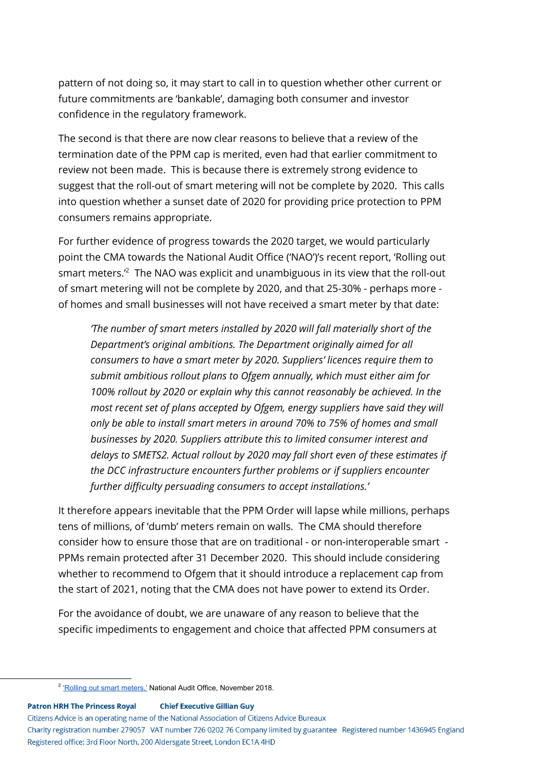pattern of not doing so, it may start to call in to question whether other current or future commitments are 'bankable', damaging both consumer and investor confidence in the regulatory framework.

The second is that there are now clear reasons to believe that a review of the termination date of the PPM cap is merited, even had that earlier commitment to review not been made. This is because there is extremely strong evidence to suggest that the roll-out of smart metering will not be complete by 2020. This calls into question whether a sunset date of 2020 for providing price protection to PPM consumers remains appropriate.

For further evidence of progress towards the 2020 target, we would particularly point the CMA towards the National Audit Office ('NAO')'s recent report, 'Rolling out smart meters.'[2] The NAO was explicit and unambiguous in its view that the roll-out of smart metering will not be complete by 2020, and that 25-30% - perhaps more - of homes and small businesses will not have received a smart meter by that date:

> *'The number of smart meters installed by 2020 will fall materially short of the Department's original ambitions. The Department originally aimed for all consumers to have a smart meter by 2020. Suppliers' licences require them to submit ambitious rollout plans to Ofgem annually, which must either aim for 100% rollout by 2020 or explain why this cannot reasonably be achieved. In the most recent set of plans accepted by Ofgem, energy suppliers have said they will only be able to install smart meters in around 70% to 75% of homes and small businesses by 2020. Suppliers attribute this to limited consumer interest and delays to SMETS2. Actual rollout by 2020 may fall short even of these estimates if the DCC infrastructure encounters further problems or if suppliers encounter further difficulty persuading consumers to accept installations.'*

It therefore appears inevitable that the PPM Order will lapse while millions, perhaps tens of millions, of 'dumb' meters remain on walls. The CMA should therefore consider how to ensure those that are on traditional - or non-interoperable smart - PPMs remain protected after 31 December 2020. This should include considering whether to recommend to Ofgem that it should introduce a replacement cap from the start of 2021, noting that the CMA does not have power to extend its Order.

For the avoidance of doubt, we are unaware of any reason to believe that the specific impediments to engagement and choice that affected PPM consumers at

---

[2] 'Rolling out smart meters,' National Audit Office, November 2018.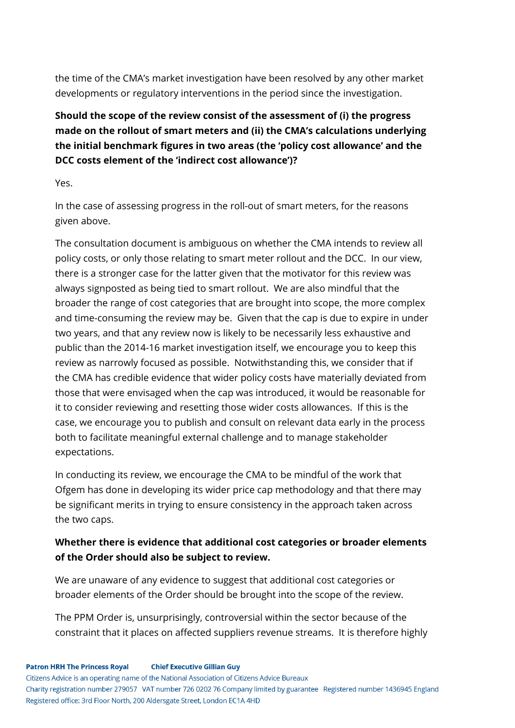the time of the CMA's market investigation have been resolved by any other market developments or regulatory interventions in the period since the investigation.

**Should the scope of the review consist of the assessment of (i) the progress made on the rollout of smart meters and (ii) the CMA's calculations underlying the initial benchmark figures in two areas (the 'policy cost allowance' and the DCC costs element of the 'indirect cost allowance')?**

Yes.

In the case of assessing progress in the roll-out of smart meters, for the reasons given above.

The consultation document is ambiguous on whether the CMA intends to review all policy costs, or only those relating to smart meter rollout and the DCC. In our view, there is a stronger case for the latter given that the motivator for this review was always signposted as being tied to smart rollout. We are also mindful that the broader the range of cost categories that are brought into scope, the more complex and time-consuming the review may be. Given that the cap is due to expire in under two years, and that any review now is likely to be necessarily less exhaustive and public than the 2014-16 market investigation itself, we encourage you to keep this review as narrowly focused as possible. Notwithstanding this, we consider that if the CMA has credible evidence that wider policy costs have materially deviated from those that were envisaged when the cap was introduced, it would be reasonable for it to consider reviewing and resetting those wider costs allowances. If this is the case, we encourage you to publish and consult on relevant data early in the process both to facilitate meaningful external challenge and to manage stakeholder expectations.

In conducting its review, we encourage the CMA to be mindful of the work that Ofgem has done in developing its wider price cap methodology and that there may be significant merits in trying to ensure consistency in the approach taken across the two caps.

**Whether there is evidence that additional cost categories or broader elements of the Order should also be subject to review.**

We are unaware of any evidence to suggest that additional cost categories or broader elements of the Order should be brought into the scope of the review.

The PPM Order is, unsurprisingly, controversial within the sector because of the constraint that it places on affected suppliers revenue streams. It is therefore highly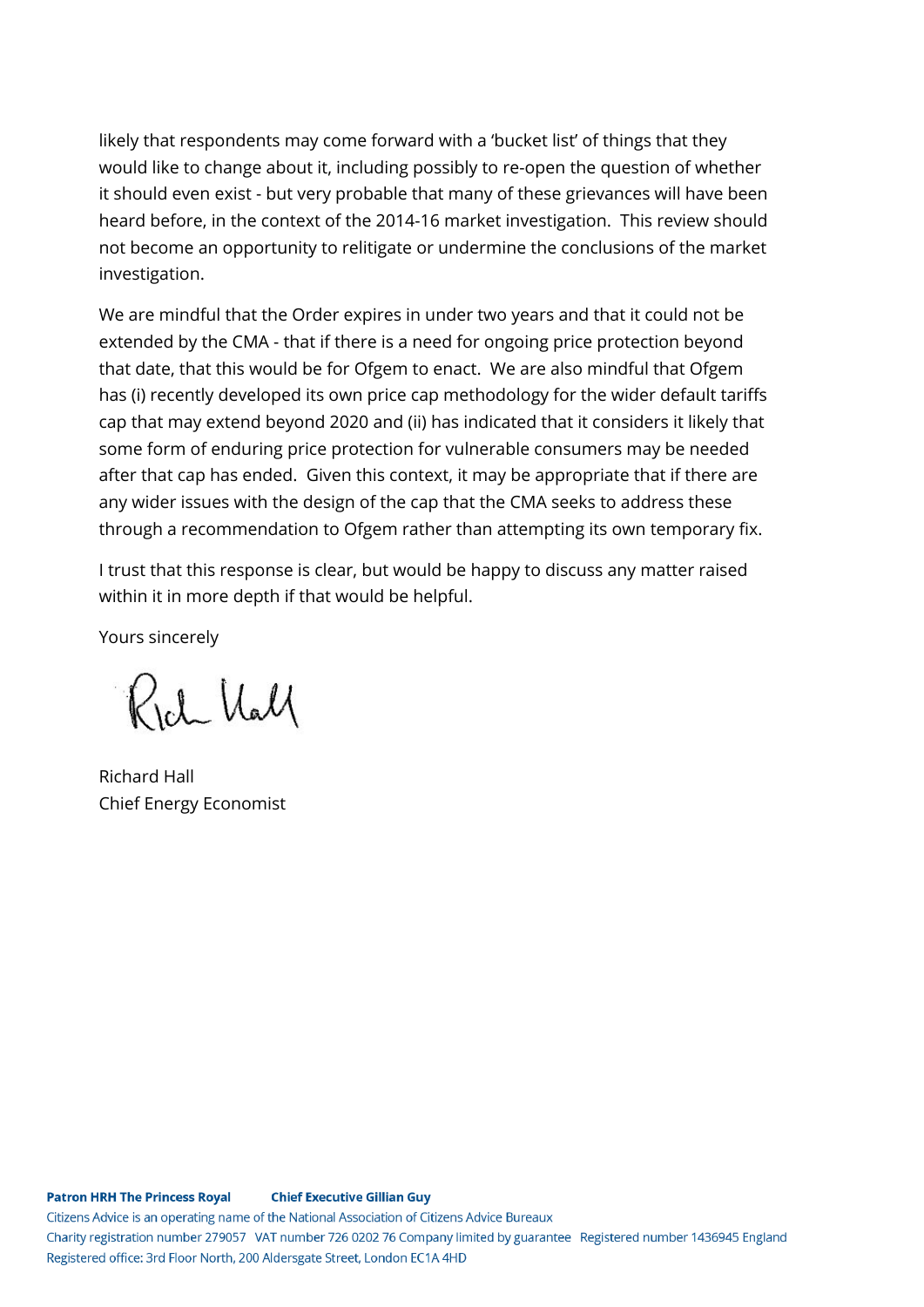likely that respondents may come forward with a 'bucket list' of things that they would like to change about it, including possibly to re-open the question of whether it should even exist - but very probable that many of these grievances will have been heard before, in the context of the 2014-16 market investigation. This review should not become an opportunity to relitigate or undermine the conclusions of the market investigation.

We are mindful that the Order expires in under two years and that it could not be extended by the CMA - that if there is a need for ongoing price protection beyond that date, that this would be for Ofgem to enact. We are also mindful that Ofgem has (i) recently developed its own price cap methodology for the wider default tariffs cap that may extend beyond 2020 and (ii) has indicated that it considers it likely that some form of enduring price protection for vulnerable consumers may be needed after that cap has ended. Given this context, it may be appropriate that if there are any wider issues with the design of the cap that the CMA seeks to address these through a recommendation to Ofgem rather than attempting its own temporary fix.

I trust that this response is clear, but would be happy to discuss any matter raised within it in more depth if that would be helpful.

Yours sincerely

Richard Hall
Chief Energy Economist

**Patron HRH The Princess Royal** **Chief Executive Gillian Guy**
Citizens Advice is an operating name of the National Association of Citizens Advice Bureaux
Charity registration number 279057 VAT number 726 0202 76 Company limited by guarantee Registered number 1436945 England
Registered office: 3rd Floor North, 200 Aldersgate Street, London EC1A 4HD